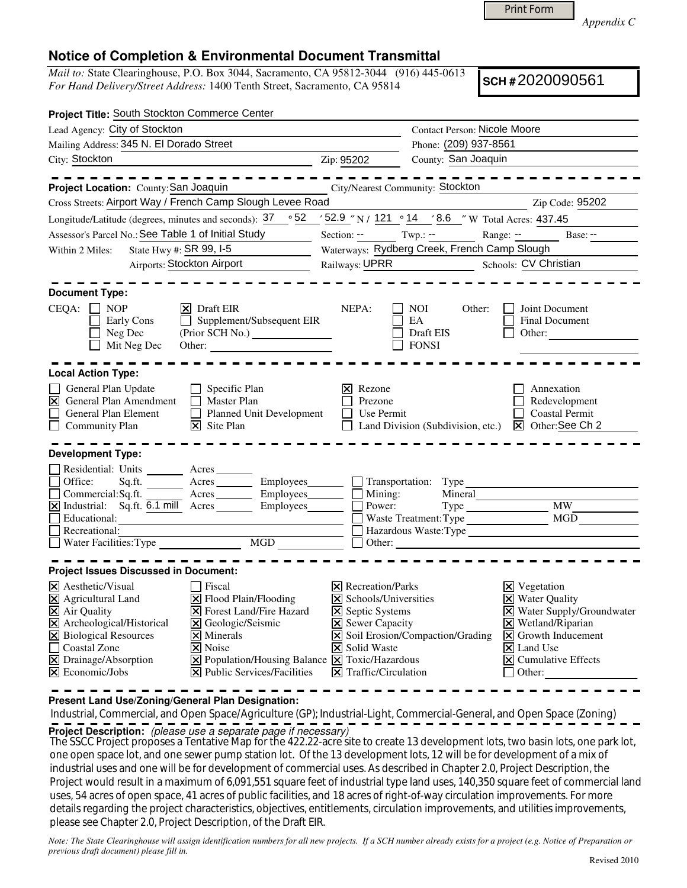*Appendix C*

# Notice of Completion & Environmental Document Transmittal

*Mail to:* State Clearinghouse, P.O. Box 3044, Sacramento, CA 95812-3044 (916) 445-0613
*For Hand Delivery/Street Address:* 1400 Tenth Street, Sacramento, CA 95814

**SCH #** 2020090561

**Project Title:** South Stockton Commerce Center

Lead Agency: City of Stockton — Contact Person: Nicole Moore
Mailing Address: 345 N. El Dorado Street — Phone: (209) 937-8561
City: Stockton — Zip: 95202 — County: San Joaquin

---

**Project Location:** County: San Joaquin — City/Nearest Community: Stockton
Cross Streets: Airport Way / French Camp Slough Levee Road — Zip Code: 95202
Longitude/Latitude (degrees, minutes and seconds): 37 ° 52 ′ 52.9 ″ N / 121 ° 14 ′ 8.6 ″ W Total Acres: 437.45
Assessor's Parcel No.: See Table 1 of Initial Study — Section: -- Twp.: -- Range: -- Base: --
Within 2 Miles: State Hwy #: SR 99, I-5 — Waterways: Rydberg Creek, French Camp Slough
Airports: Stockton Airport — Railways: UPRR — Schools: CV Christian

---

**Document Type:**

CEQA: ☐ NOP ☐ Early Cons ☐ Neg Dec ☐ Mit Neg Dec ☒ Draft EIR ☐ Supplement/Subsequent EIR (Prior SCH No.) ____ Other: ____
NEPA: ☐ NOI ☐ EA ☐ Draft EIS ☐ FONSI
Other: ☐ Joint Document ☐ Final Document ☐ Other: ____

---

**Local Action Type:**

☐ General Plan Update ☒ General Plan Amendment ☐ General Plan Element ☐ Community Plan
☐ Specific Plan ☐ Master Plan ☐ Planned Unit Development ☒ Site Plan
☒ Rezone ☐ Prezone ☐ Use Permit ☐ Land Division (Subdivision, etc.)
☐ Annexation ☐ Redevelopment ☐ Coastal Permit ☒ Other: See Ch 2

---

**Development Type:**

☐ Residential: Units ____ Acres ____
☐ Office: Sq.ft. ____ Acres ____ Employees ____
☐ Commercial: Sq.ft. ____ Acres ____ Employees ____
☒ Industrial: Sq.ft. 6.1 mill Acres ____ Employees ____
☐ Educational: ____
☐ Recreational: ____
☐ Water Facilities: Type ____ MGD ____
☐ Transportation: Type ____
☐ Mining: Mineral ____
☐ Power: Type ____ MW ____
☐ Waste Treatment: Type ____ MGD ____
☐ Hazardous Waste: Type ____
☐ Other: ____

---

**Project Issues Discussed in Document:**

☒ Aesthetic/Visual
☒ Agricultural Land
☒ Air Quality
☒ Archeological/Historical
☒ Biological Resources
☐ Coastal Zone
☒ Drainage/Absorption
☒ Economic/Jobs
☐ Fiscal
☒ Flood Plain/Flooding
☒ Forest Land/Fire Hazard
☒ Geologic/Seismic
☒ Minerals
☒ Noise
☒ Population/Housing Balance
☒ Public Services/Facilities
☒ Recreation/Parks
☒ Schools/Universities
☒ Septic Systems
☒ Sewer Capacity
☒ Soil Erosion/Compaction/Grading
☒ Solid Waste
☒ Toxic/Hazardous
☒ Traffic/Circulation
☒ Vegetation
☒ Water Quality
☒ Water Supply/Groundwater
☒ Wetland/Riparian
☒ Growth Inducement
☒ Land Use
☒ Cumulative Effects
☐ Other: ____

---

**Present Land Use/Zoning/General Plan Designation:**

Industrial, Commercial, and Open Space/Agriculture (GP); Industrial-Light, Commercial-General, and Open Space (Zoning)

**Project Description:** *(please use a separate page if necessary)*

The SSCC Project proposes a Tentative Map for the 422.22-acre site to create 13 development lots, two basin lots, one park lot, one open space lot, and one sewer pump station lot. Of the 13 development lots, 12 will be for development of a mix of industrial uses and one will be for development of commercial uses. As described in Chapter 2.0, Project Description, the Project would result in a maximum of 6,091,551 square feet of industrial type land uses, 140,350 square feet of commercial land uses, 54 acres of open space, 41 acres of public facilities, and 18 acres of right-of-way circulation improvements. For more details regarding the project characteristics, objectives, entitlements, circulation improvements, and utilities improvements, please see Chapter 2.0, Project Description, of the Draft EIR.

*Note: The State Clearinghouse will assign identification numbers for all new projects. If a SCH number already exists for a project (e.g. Notice of Preparation or previous draft document) please fill in.*

Revised 2010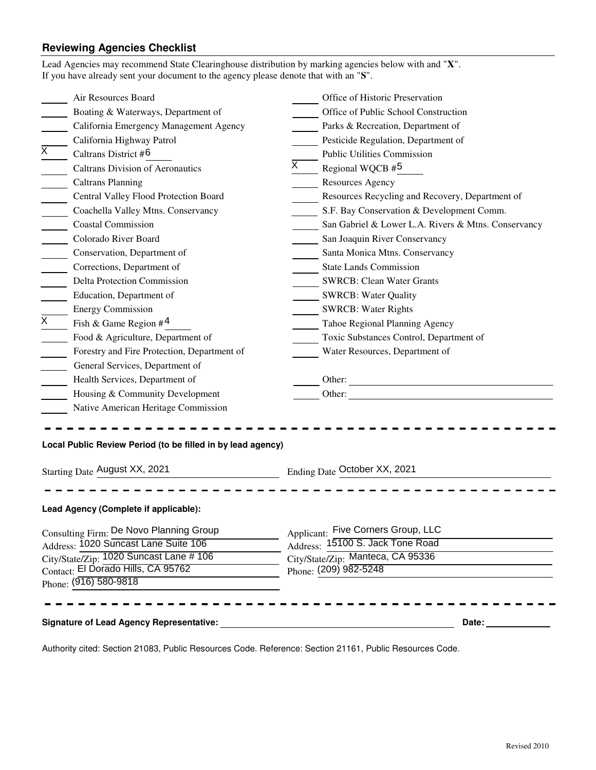## Reviewing Agencies Checklist

Lead Agencies may recommend State Clearinghouse distribution by marking agencies below with and "**X**".
If you have already sent your document to the agency please denote that with an "**S**".

| | | | |
|---|---|---|---|
| | Air Resources Board | | Office of Historic Preservation |
| | Boating & Waterways, Department of | | Office of Public School Construction |
| | California Emergency Management Agency | | Parks & Recreation, Department of |
| | California Highway Patrol | | Pesticide Regulation, Department of |
| X | Caltrans District # 6 | | Public Utilities Commission |
| | Caltrans Division of Aeronautics | X | Regional WQCB # 5 |
| | Caltrans Planning | | Resources Agency |
| | Central Valley Flood Protection Board | | Resources Recycling and Recovery, Department of |
| | Coachella Valley Mtns. Conservancy | | S.F. Bay Conservation & Development Comm. |
| | Coastal Commission | | San Gabriel & Lower L.A. Rivers & Mtns. Conservancy |
| | Colorado River Board | | San Joaquin River Conservancy |
| | Conservation, Department of | | Santa Monica Mtns. Conservancy |
| | Corrections, Department of | | State Lands Commission |
| | Delta Protection Commission | | SWRCB: Clean Water Grants |
| | Education, Department of | | SWRCB: Water Quality |
| | Energy Commission | | SWRCB: Water Rights |
| X | Fish & Game Region # 4 | | Tahoe Regional Planning Agency |
| | Food & Agriculture, Department of | | Toxic Substances Control, Department of |
| | Forestry and Fire Protection, Department of | | Water Resources, Department of |
| | General Services, Department of | | |
| | Health Services, Department of | | Other: |
| | Housing & Community Development | | Other: |
| | Native American Heritage Commission | | |

**Local Public Review Period (to be filled in by lead agency)**

Starting Date August XX, 2021 Ending Date October XX, 2021

**Lead Agency (Complete if applicable):**

Consulting Firm: De Novo Planning Group
Address: 1020 Suncast Lane Suite 106
City/State/Zip: 1020 Suncast Lane # 106
Contact: El Dorado Hills, CA 95762
Phone: (916) 580-9818

Applicant: Five Corners Group, LLC
Address: 15100 S. Jack Tone Road
City/State/Zip: Manteca, CA 95336
Phone: (209) 982-5248

**Signature of Lead Agency Representative:** ______________________ **Date:** __________

Authority cited: Section 21083, Public Resources Code. Reference: Section 21161, Public Resources Code.

Revised 2010